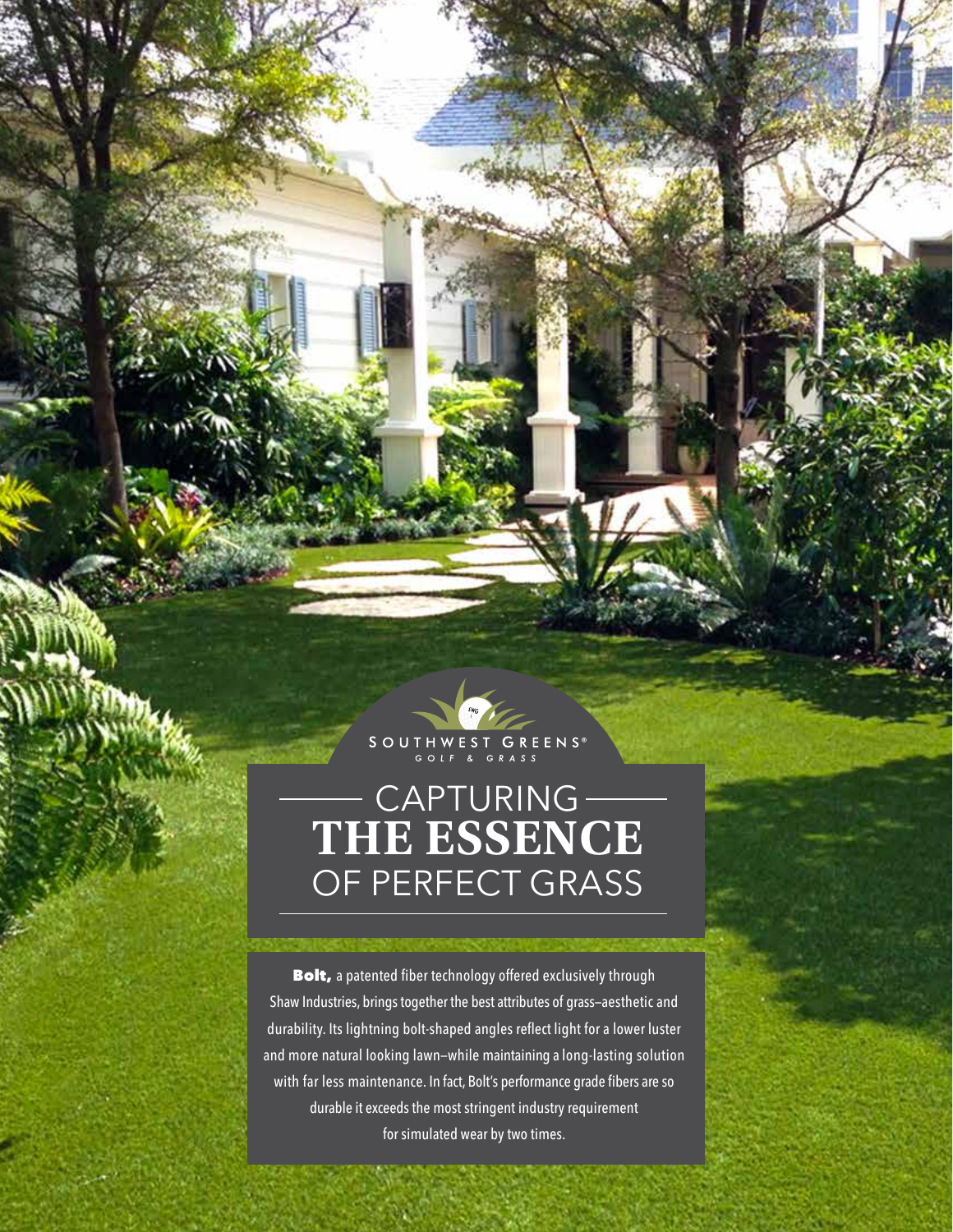SOUTHWEST GREENS®
GOLF & GRASS

# CAPTURING THE ESSENCE OF PERFECT GRASS

**Bolt,** a patented fiber technology offered exclusively through Shaw Industries, brings together the best attributes of grass—aesthetic and durability. Its lightning bolt-shaped angles reflect light for a lower luster and more natural looking lawn—while maintaining a long-lasting solution with far less maintenance. In fact, Bolt's performance grade fibers are so durable it exceeds the most stringent industry requirement for simulated wear by two times.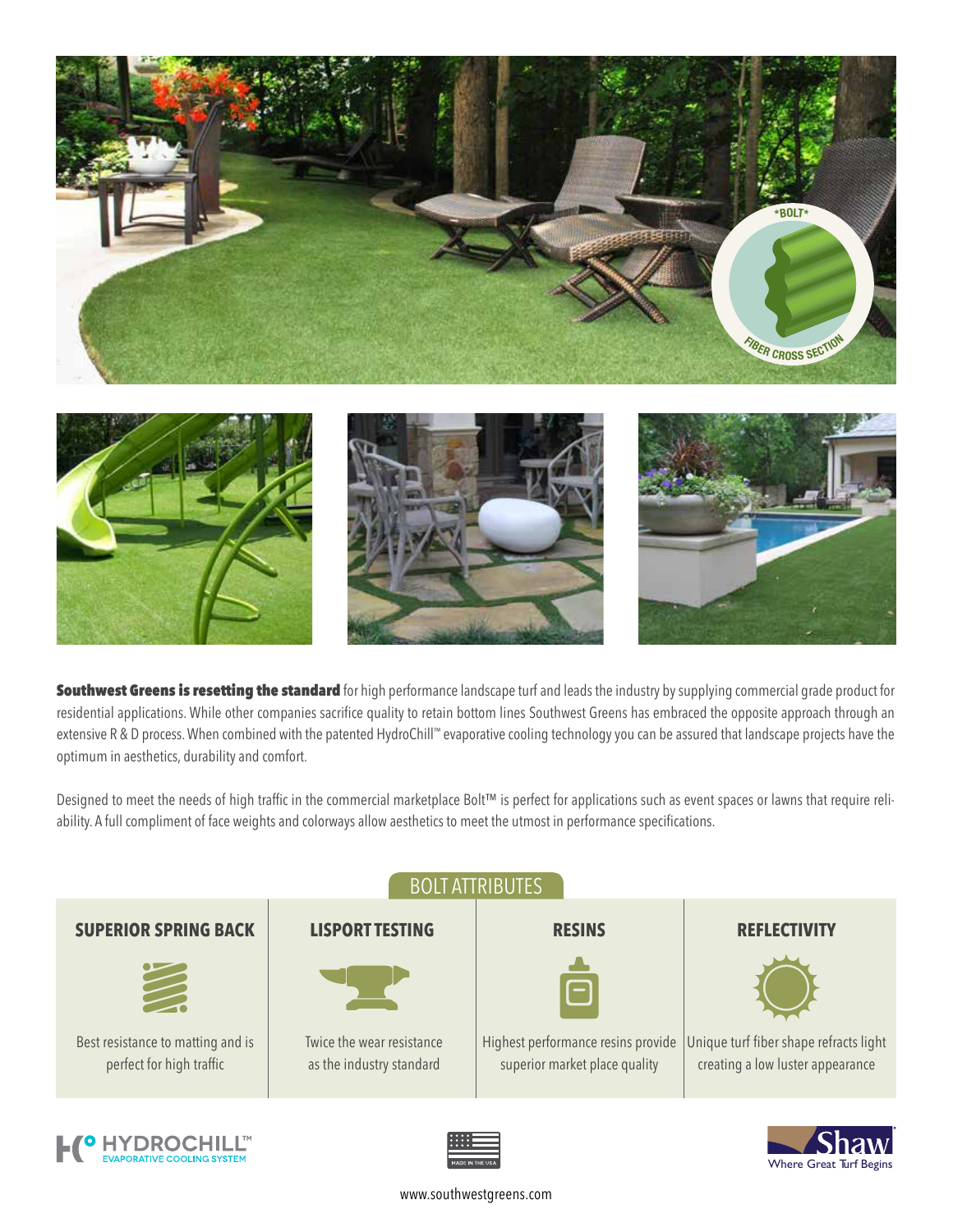**Southwest Greens is resetting the standard** for high performance landscape turf and leads the industry by supplying commercial grade product for residential applications. While other companies sacrifice quality to retain bottom lines Southwest Greens has embraced the opposite approach through an extensive R & D process. When combined with the patented HydroChill™ evaporative cooling technology you can be assured that landscape projects have the optimum in aesthetics, durability and comfort.

Designed to meet the needs of high traffic in the commercial marketplace Bolt™ is perfect for applications such as event spaces or lawns that require reliability. A full compliment of face weights and colorways allow aesthetics to meet the utmost in performance specifications.

## BOLT ATTRIBUTES

| SUPERIOR SPRING BACK | LISPORT TESTING | RESINS | REFLECTIVITY |
|---|---|---|---|
| Best resistance to matting and is perfect for high traffic | Twice the wear resistance as the industry standard | Highest performance resins provide superior market place quality | Unique turf fiber shape refracts light creating a low luster appearance |

www.southwestgreens.com